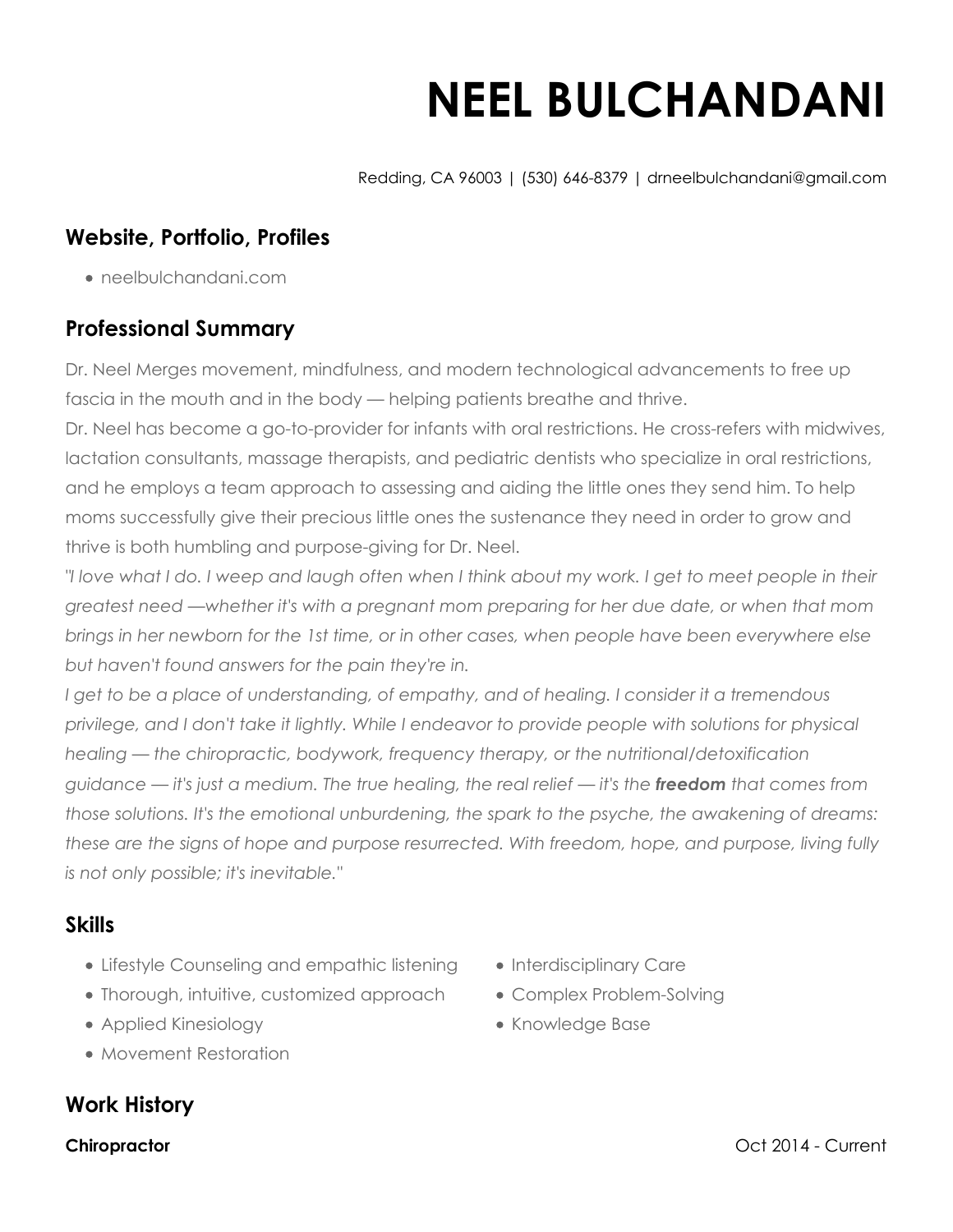# NEEL BULCHANDANI

Redding, CA 96003 | (530) 646-8379 | drneelbulchandani@gmail.com

## Website, Portfolio, Profiles

- neelbulchandani.com

## Professional Summary

Dr. Neel Merges movement, mindfulness, and modern technological advancements to free up fascia in the mouth and in the body — helping patients breathe and thrive.

Dr. Neel has become a go-to-provider for infants with oral restrictions. He cross-refers with midwives, lactation consultants, massage therapists, and pediatric dentists who specialize in oral restrictions, and he employs a team approach to assessing and aiding the little ones they send him. To help moms successfully give their precious little ones the sustenance they need in order to grow and thrive is both humbling and purpose-giving for Dr. Neel.

*"I love what I do. I weep and laugh often when I think about my work. I get to meet people in their greatest need —whether it's with a pregnant mom preparing for her due date, or when that mom brings in her newborn for the 1st time, or in other cases, when people have been everywhere else but haven't found answers for the pain they're in.*

*I get to be a place of understanding, of empathy, and of healing. I consider it a tremendous privilege, and I don't take it lightly. While I endeavor to provide people with solutions for physical healing — the chiropractic, bodywork, frequency therapy, or the nutritional/detoxification guidance — it's just a medium. The true healing, the real relief — it's the* ***freedom*** *that comes from those solutions. It's the emotional unburdening, the spark to the psyche, the awakening of dreams: these are the signs of hope and purpose resurrected. With freedom, hope, and purpose, living fully is not only possible; it's inevitable."*

## Skills

- Lifestyle Counseling and empathic listening
- Thorough, intuitive, customized approach
- Applied Kinesiology
- Movement Restoration
- Interdisciplinary Care
- Complex Problem-Solving
- Knowledge Base

## Work History

**Chiropractor** Oct 2014 - Current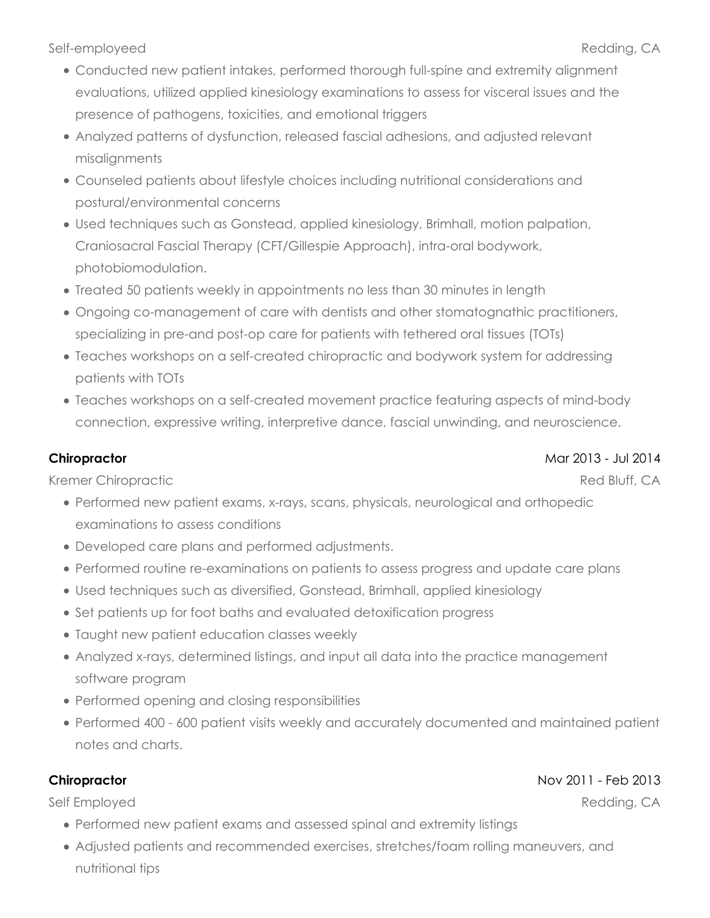Self-employeed — Redding, CA

- Conducted new patient intakes, performed thorough full-spine and extremity alignment evaluations, utilized applied kinesiology examinations to assess for visceral issues and the presence of pathogens, toxicities, and emotional triggers
- Analyzed patterns of dysfunction, released fascial adhesions, and adjusted relevant misalignments
- Counseled patients about lifestyle choices including nutritional considerations and postural/environmental concerns
- Used techniques such as Gonstead, applied kinesiology, Brimhall, motion palpation, Craniosacral Fascial Therapy (CFT/Gillespie Approach), intra-oral bodywork, photobiomodulation.
- Treated 50 patients weekly in appointments no less than 30 minutes in length
- Ongoing co-management of care with dentists and other stomatognathic practitioners, specializing in pre-and post-op care for patients with tethered oral tissues (TOTs)
- Teaches workshops on a self-created chiropractic and bodywork system for addressing patients with TOTs
- Teaches workshops on a self-created movement practice featuring aspects of mind-body connection, expressive writing, interpretive dance, fascial unwinding, and neuroscience.

**Chiropractor** — Mar 2013 - Jul 2014

Kremer Chiropractic — Red Bluff, CA

- Performed new patient exams, x-rays, scans, physicals, neurological and orthopedic examinations to assess conditions
- Developed care plans and performed adjustments.
- Performed routine re-examinations on patients to assess progress and update care plans
- Used techniques such as diversified, Gonstead, Brimhall, applied kinesiology
- Set patients up for foot baths and evaluated detoxification progress
- Taught new patient education classes weekly
- Analyzed x-rays, determined listings, and input all data into the practice management software program
- Performed opening and closing responsibilities
- Performed 400 - 600 patient visits weekly and accurately documented and maintained patient notes and charts.

**Chiropractor** — Nov 2011 - Feb 2013

Self Employed — Redding, CA

- Performed new patient exams and assessed spinal and extremity listings
- Adjusted patients and recommended exercises, stretches/foam rolling maneuvers, and nutritional tips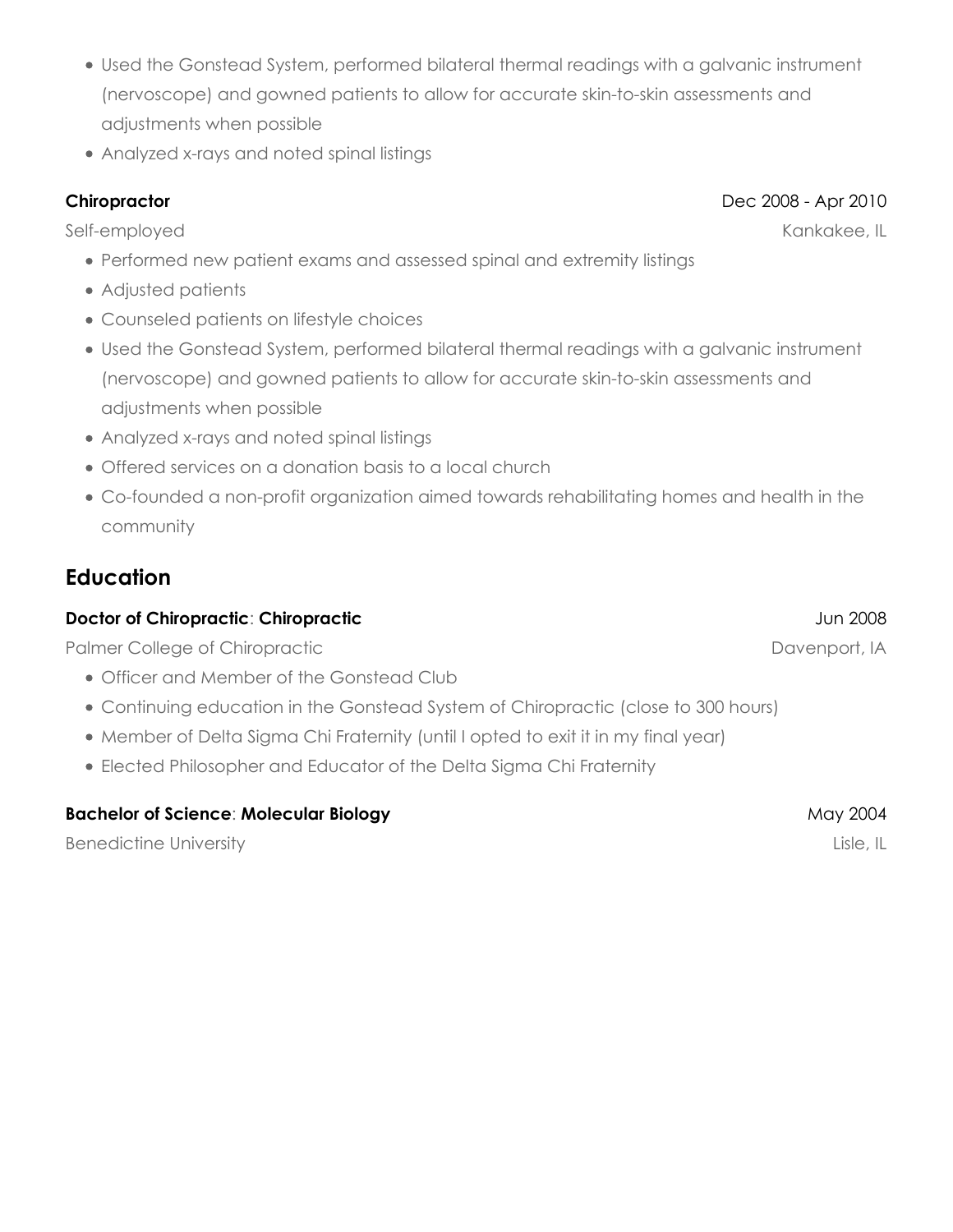- Used the Gonstead System, performed bilateral thermal readings with a galvanic instrument (nervoscope) and gowned patients to allow for accurate skin-to-skin assessments and adjustments when possible
- Analyzed x-rays and noted spinal listings

**Chiropractor** Dec 2008 - Apr 2010

Self-employed Kankakee, IL

- Performed new patient exams and assessed spinal and extremity listings
- Adjusted patients
- Counseled patients on lifestyle choices
- Used the Gonstead System, performed bilateral thermal readings with a galvanic instrument (nervoscope) and gowned patients to allow for accurate skin-to-skin assessments and adjustments when possible
- Analyzed x-rays and noted spinal listings
- Offered services on a donation basis to a local church
- Co-founded a non-profit organization aimed towards rehabilitating homes and health in the community

## Education

**Doctor of Chiropractic**: **Chiropractic** Jun 2008

Palmer College of Chiropractic Davenport, IA

- Officer and Member of the Gonstead Club
- Continuing education in the Gonstead System of Chiropractic (close to 300 hours)
- Member of Delta Sigma Chi Fraternity (until I opted to exit it in my final year)
- Elected Philosopher and Educator of the Delta Sigma Chi Fraternity

**Bachelor of Science**: **Molecular Biology** May 2004

Benedictine University Lisle, IL